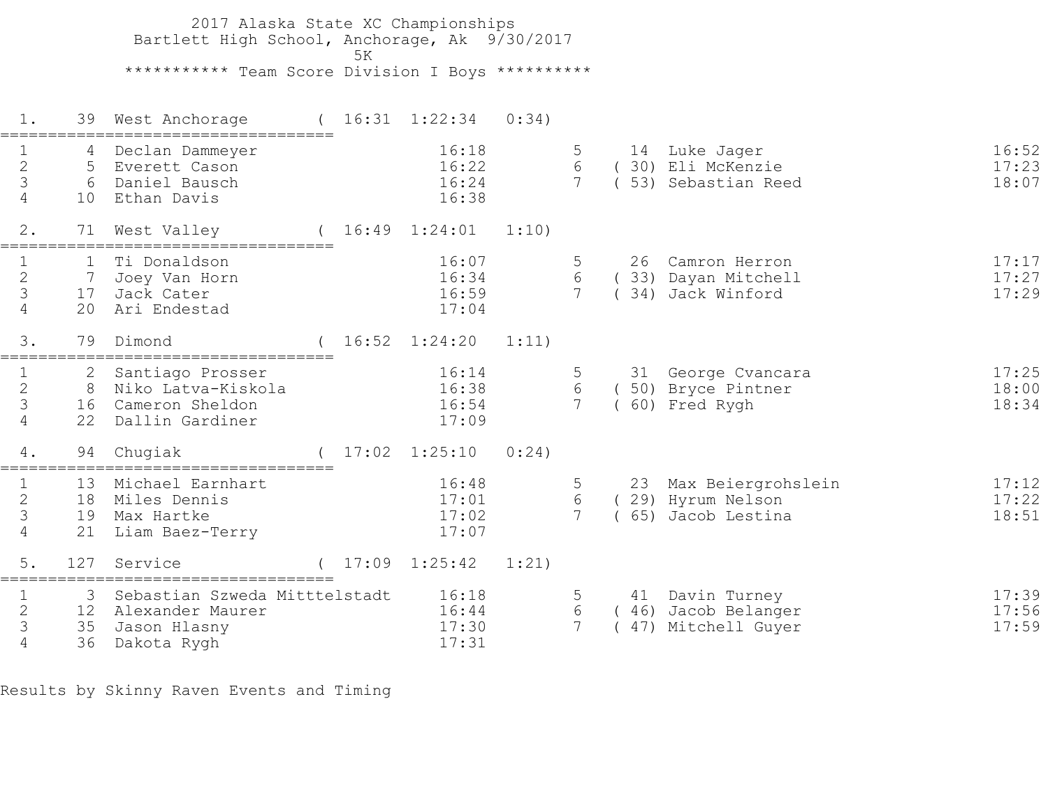# 2017 Alaska State XC Championships

Bartlett High School, Anchorage, Ak 9/30/2017

5K

## *********** Team Score Division I Boys **********

### 1. 39 West Anchorage ( 16:31 1:22:34 0:34)

| # | Place | Name | Time | # | Place | Name | Time |
|---|---|---|---|---|---|---|---|
| 1 | 4 | Declan Dammeyer | 16:18 | 5 | 14 | Luke Jager | 16:52 |
| 2 | 5 | Everett Cason | 16:22 | 6 | (30) | Eli McKenzie | 17:23 |
| 3 | 6 | Daniel Bausch | 16:24 | 7 | (53) | Sebastian Reed | 18:07 |
| 4 | 10 | Ethan Davis | 16:38 | | | | |

### 2. 71 West Valley ( 16:49 1:24:01 1:10)

| # | Place | Name | Time | # | Place | Name | Time |
|---|---|---|---|---|---|---|---|
| 1 | 1 | Ti Donaldson | 16:07 | 5 | 26 | Camron Herron | 17:17 |
| 2 | 7 | Joey Van Horn | 16:34 | 6 | (33) | Dayan Mitchell | 17:27 |
| 3 | 17 | Jack Cater | 16:59 | 7 | (34) | Jack Winford | 17:29 |
| 4 | 20 | Ari Endestad | 17:04 | | | | |

### 3. 79 Dimond ( 16:52 1:24:20 1:11)

| # | Place | Name | Time | # | Place | Name | Time |
|---|---|---|---|---|---|---|---|
| 1 | 2 | Santiago Prosser | 16:14 | 5 | 31 | George Cvancara | 17:25 |
| 2 | 8 | Niko Latva-Kiskola | 16:38 | 6 | (50) | Bryce Pintner | 18:00 |
| 3 | 16 | Cameron Sheldon | 16:54 | 7 | (60) | Fred Rygh | 18:34 |
| 4 | 22 | Dallin Gardiner | 17:09 | | | | |

### 4. 94 Chugiak ( 17:02 1:25:10 0:24)

| # | Place | Name | Time | # | Place | Name | Time |
|---|---|---|---|---|---|---|---|
| 1 | 13 | Michael Earnhart | 16:48 | 5 | 23 | Max Beiergrohslein | 17:12 |
| 2 | 18 | Miles Dennis | 17:01 | 6 | (29) | Hyrum Nelson | 17:22 |
| 3 | 19 | Max Hartke | 17:02 | 7 | (65) | Jacob Lestina | 18:51 |
| 4 | 21 | Liam Baez-Terry | 17:07 | | | | |

### 5. 127 Service ( 17:09 1:25:42 1:21)

| # | Place | Name | Time | # | Place | Name | Time |
|---|---|---|---|---|---|---|---|
| 1 | 3 | Sebastian Szweda Mitttelstadt | 16:18 | 5 | 41 | Davin Turney | 17:39 |
| 2 | 12 | Alexander Maurer | 16:44 | 6 | (46) | Jacob Belanger | 17:56 |
| 3 | 35 | Jason Hlasny | 17:30 | 7 | (47) | Mitchell Guyer | 17:59 |
| 4 | 36 | Dakota Rygh | 17:31 | | | | |

Results by Skinny Raven Events and Timing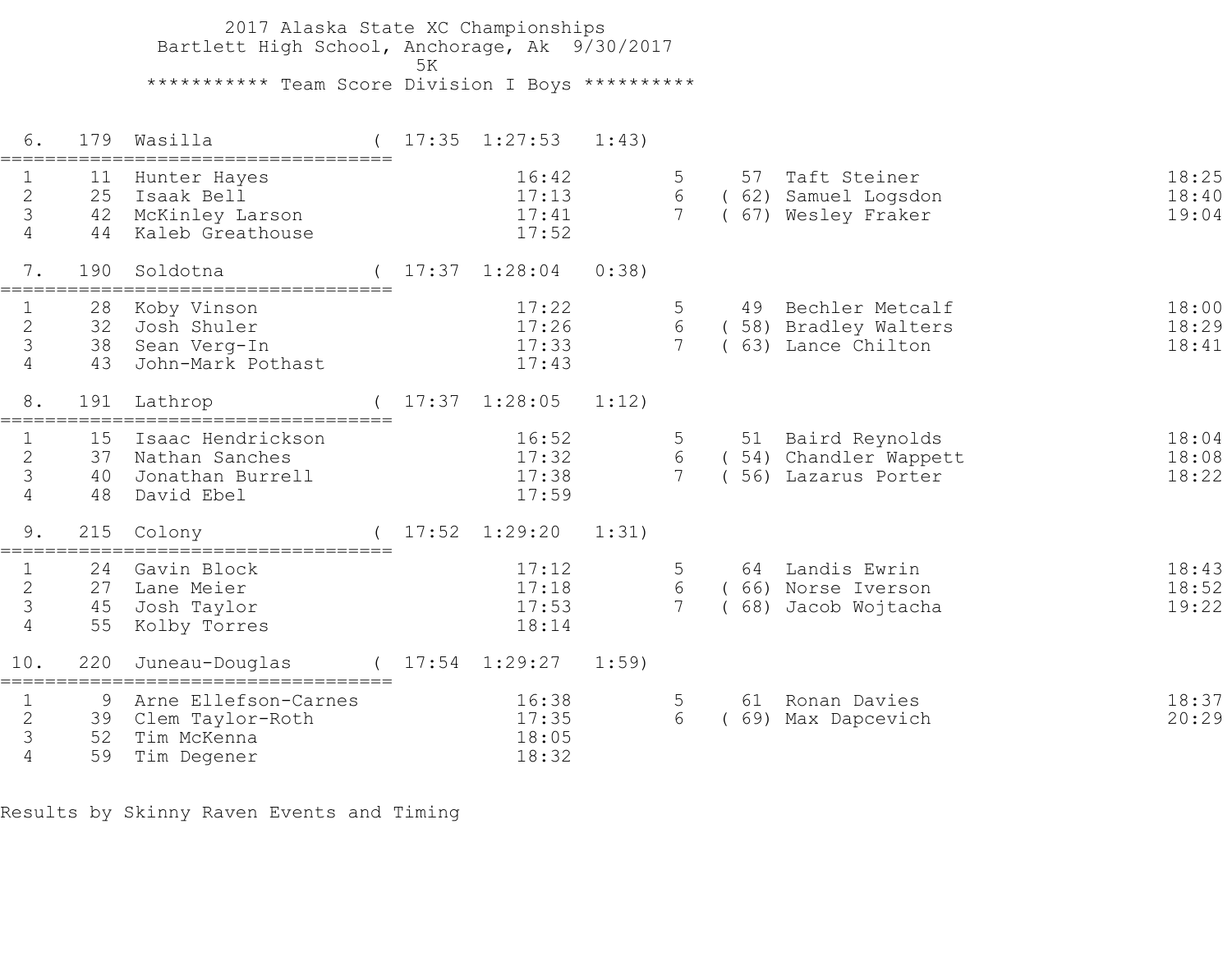2017 Alaska State XC Championships
Bartlett High School, Anchorage, Ak 9/30/2017
5K

*********** Team Score Division I Boys **********

**6. 179 Wasilla ( 17:35 1:27:53 1:43)**

| | | | | | | | |
|---|---|---|---|---|---|---|---|
| 1 | 11 | Hunter Hayes | 16:42 | 5 | 57 | Taft Steiner | 18:25 |
| 2 | 25 | Isaak Bell | 17:13 | 6 | ( 62) | Samuel Logsdon | 18:40 |
| 3 | 42 | McKinley Larson | 17:41 | 7 | ( 67) | Wesley Fraker | 19:04 |
| 4 | 44 | Kaleb Greathouse | 17:52 | | | | |

**7. 190 Soldotna ( 17:37 1:28:04 0:38)**

| | | | | | | | |
|---|---|---|---|---|---|---|---|
| 1 | 28 | Koby Vinson | 17:22 | 5 | 49 | Bechler Metcalf | 18:00 |
| 2 | 32 | Josh Shuler | 17:26 | 6 | ( 58) | Bradley Walters | 18:29 |
| 3 | 38 | Sean Verg-In | 17:33 | 7 | ( 63) | Lance Chilton | 18:41 |
| 4 | 43 | John-Mark Pothast | 17:43 | | | | |

**8. 191 Lathrop ( 17:37 1:28:05 1:12)**

| | | | | | | | |
|---|---|---|---|---|---|---|---|
| 1 | 15 | Isaac Hendrickson | 16:52 | 5 | 51 | Baird Reynolds | 18:04 |
| 2 | 37 | Nathan Sanches | 17:32 | 6 | ( 54) | Chandler Wappett | 18:08 |
| 3 | 40 | Jonathan Burrell | 17:38 | 7 | ( 56) | Lazarus Porter | 18:22 |
| 4 | 48 | David Ebel | 17:59 | | | | |

**9. 215 Colony ( 17:52 1:29:20 1:31)**

| | | | | | | | |
|---|---|---|---|---|---|---|---|
| 1 | 24 | Gavin Block | 17:12 | 5 | 64 | Landis Ewrin | 18:43 |
| 2 | 27 | Lane Meier | 17:18 | 6 | ( 66) | Norse Iverson | 18:52 |
| 3 | 45 | Josh Taylor | 17:53 | 7 | ( 68) | Jacob Wojtacha | 19:22 |
| 4 | 55 | Kolby Torres | 18:14 | | | | |

**10. 220 Juneau-Douglas ( 17:54 1:29:27 1:59)**

| | | | | | | | |
|---|---|---|---|---|---|---|---|
| 1 | 9 | Arne Ellefson-Carnes | 16:38 | 5 | 61 | Ronan Davies | 18:37 |
| 2 | 39 | Clem Taylor-Roth | 17:35 | 6 | ( 69) | Max Dapcevich | 20:29 |
| 3 | 52 | Tim McKenna | 18:05 | | | | |
| 4 | 59 | Tim Degener | 18:32 | | | | |

Results by Skinny Raven Events and Timing